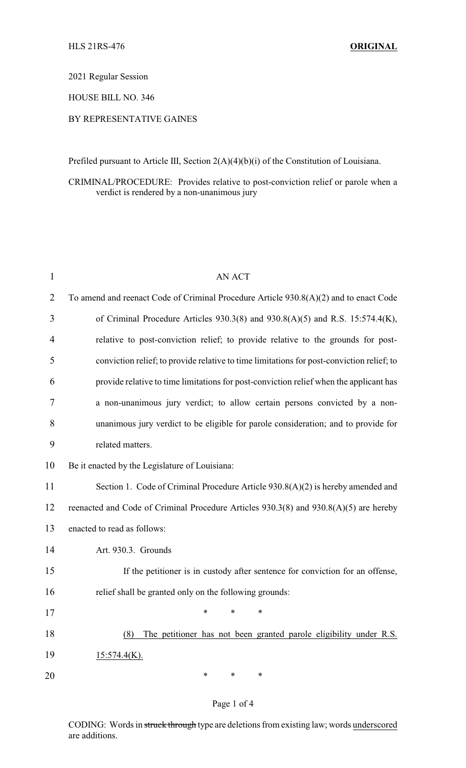HLS 21RS-476 **ORIGINAL**

2021 Regular Session

HOUSE BILL NO. 346

BY REPRESENTATIVE GAINES

Prefiled pursuant to Article III, Section 2(A)(4)(b)(i) of the Constitution of Louisiana.

CRIMINAL/PROCEDURE: Provides relative to post-conviction relief or parole when a verdict is rendered by a non-unanimous jury

AN ACT

To amend and reenact Code of Criminal Procedure Article 930.8(A)(2) and to enact Code of Criminal Procedure Articles 930.3(8) and 930.8(A)(5) and R.S. 15:574.4(K), relative to post-conviction relief; to provide relative to the grounds for post-conviction relief; to provide relative to time limitations for post-conviction relief; to provide relative to time limitations for post-conviction relief when the applicant has a non-unanimous jury verdict; to allow certain persons convicted by a non-unanimous jury verdict to be eligible for parole consideration; and to provide for related matters.

Be it enacted by the Legislature of Louisiana:

Section 1. Code of Criminal Procedure Article 930.8(A)(2) is hereby amended and reenacted and Code of Criminal Procedure Articles 930.3(8) and 930.8(A)(5) are hereby enacted to read as follows:

Art. 930.3. Grounds

If the petitioner is in custody after sentence for conviction for an offense, relief shall be granted only on the following grounds:

\* \* \*

<u>(8) The petitioner has not been granted parole eligibility under R.S. 15:574.4(K).</u>

\* \* \*

CODING: Words in ~~struck through~~ type are deletions from existing law; words <u>underscored</u> are additions.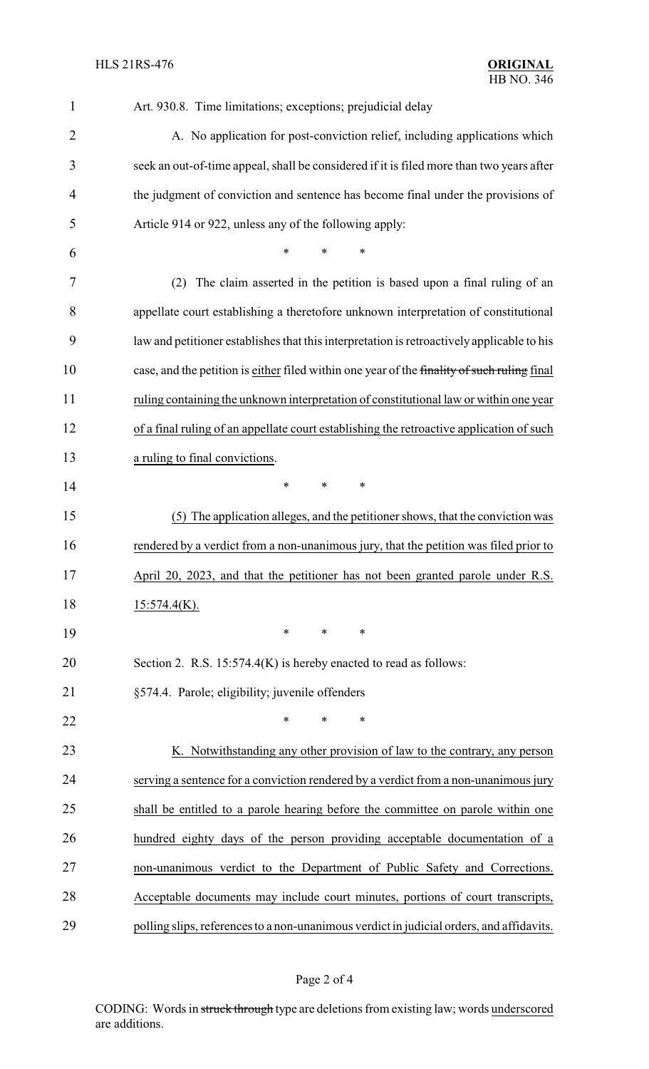Art. 930.8. Time limitations; exceptions; prejudicial delay

A. No application for post-conviction relief, including applications which seek an out-of-time appeal, shall be considered if it is filed more than two years after the judgment of conviction and sentence has become final under the provisions of Article 914 or 922, unless any of the following apply:

\* \* \*

(2) The claim asserted in the petition is based upon a final ruling of an appellate court establishing a theretofore unknown interpretation of constitutional law and petitioner establishes that this interpretation is retroactively applicable to his case, and the petition is <u>either</u> filed within one year of the ~~finality of such ruling~~ <u>final ruling containing the unknown interpretation of constitutional law or within one year of a final ruling of an appellate court establishing the retroactive application of such a ruling to final convictions</u>.

\* \* \*

<u>(5) The application alleges, and the petitioner shows, that the conviction was rendered by a verdict from a non-unanimous jury, that the petition was filed prior to April 20, 2023, and that the petitioner has not been granted parole under R.S. 15:574.4(K).</u>

\* \* \*

Section 2. R.S. 15:574.4(K) is hereby enacted to read as follows:

§574.4. Parole; eligibility; juvenile offenders

\* \* \*

<u>K. Notwithstanding any other provision of law to the contrary, any person serving a sentence for a conviction rendered by a verdict from a non-unanimous jury shall be entitled to a parole hearing before the committee on parole within one hundred eighty days of the person providing acceptable documentation of a non-unanimous verdict to the Department of Public Safety and Corrections. Acceptable documents may include court minutes, portions of court transcripts, polling slips, references to a non-unanimous verdict in judicial orders, and affidavits.</u>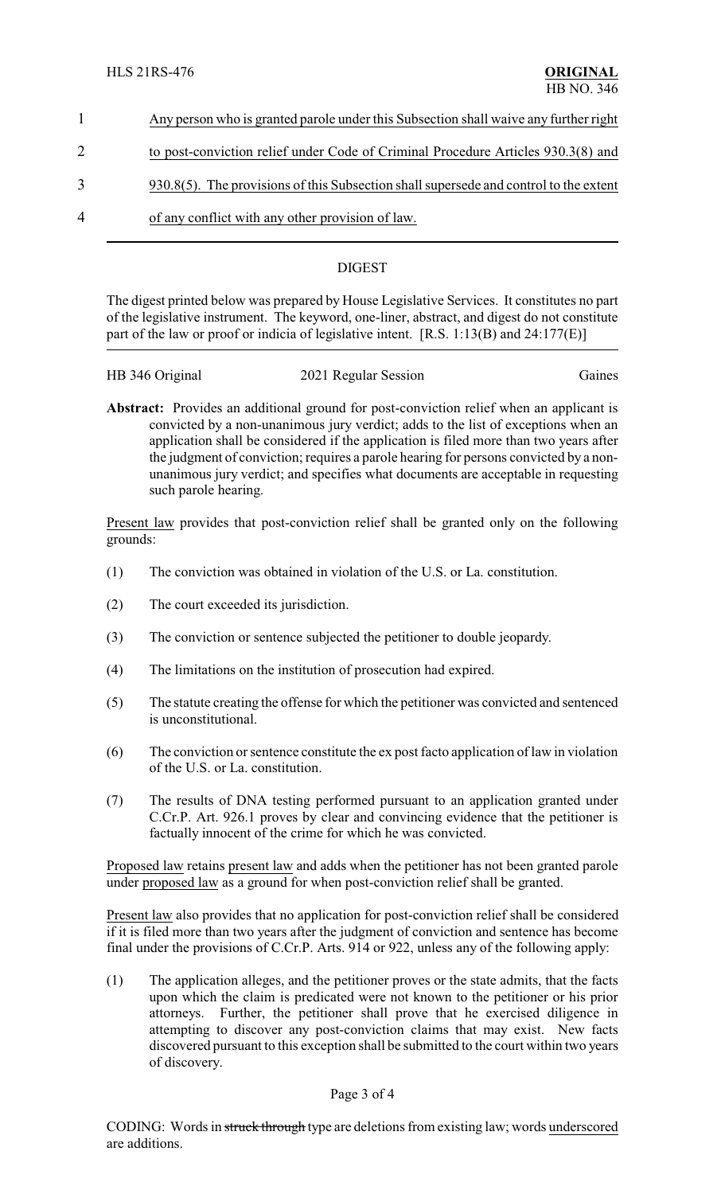Any person who is granted parole under this Subsection shall waive any further right to post-conviction relief under Code of Criminal Procedure Articles 930.3(8) and 930.8(5). The provisions of this Subsection shall supersede and control to the extent of any conflict with any other provision of law.

---

## DIGEST

The digest printed below was prepared by House Legislative Services. It constitutes no part of the legislative instrument. The keyword, one-liner, abstract, and digest do not constitute part of the law or proof or indicia of legislative intent. [R.S. 1:13(B) and 24:177(E)]

HB 346 Original — 2021 Regular Session — Gaines

**Abstract:** Provides an additional ground for post-conviction relief when an applicant is convicted by a non-unanimous jury verdict; adds to the list of exceptions when an application shall be considered if the application is filed more than two years after the judgment of conviction; requires a parole hearing for persons convicted by a non-unanimous jury verdict; and specifies what documents are acceptable in requesting such parole hearing.

Present law provides that post-conviction relief shall be granted only on the following grounds:

(1) The conviction was obtained in violation of the U.S. or La. constitution.

(2) The court exceeded its jurisdiction.

(3) The conviction or sentence subjected the petitioner to double jeopardy.

(4) The limitations on the institution of prosecution had expired.

(5) The statute creating the offense for which the petitioner was convicted and sentenced is unconstitutional.

(6) The conviction or sentence constitute the ex post facto application of law in violation of the U.S. or La. constitution.

(7) The results of DNA testing performed pursuant to an application granted under C.Cr.P. Art. 926.1 proves by clear and convincing evidence that the petitioner is factually innocent of the crime for which he was convicted.

Proposed law retains present law and adds when the petitioner has not been granted parole under proposed law as a ground for when post-conviction relief shall be granted.

Present law also provides that no application for post-conviction relief shall be considered if it is filed more than two years after the judgment of conviction and sentence has become final under the provisions of C.Cr.P. Arts. 914 or 922, unless any of the following apply:

(1) The application alleges, and the petitioner proves or the state admits, that the facts upon which the claim is predicated were not known to the petitioner or his prior attorneys. Further, the petitioner shall prove that he exercised diligence in attempting to discover any post-conviction claims that may exist. New facts discovered pursuant to this exception shall be submitted to the court within two years of discovery.

CODING: Words in ~~struck through~~ type are deletions from existing law; words underscored are additions.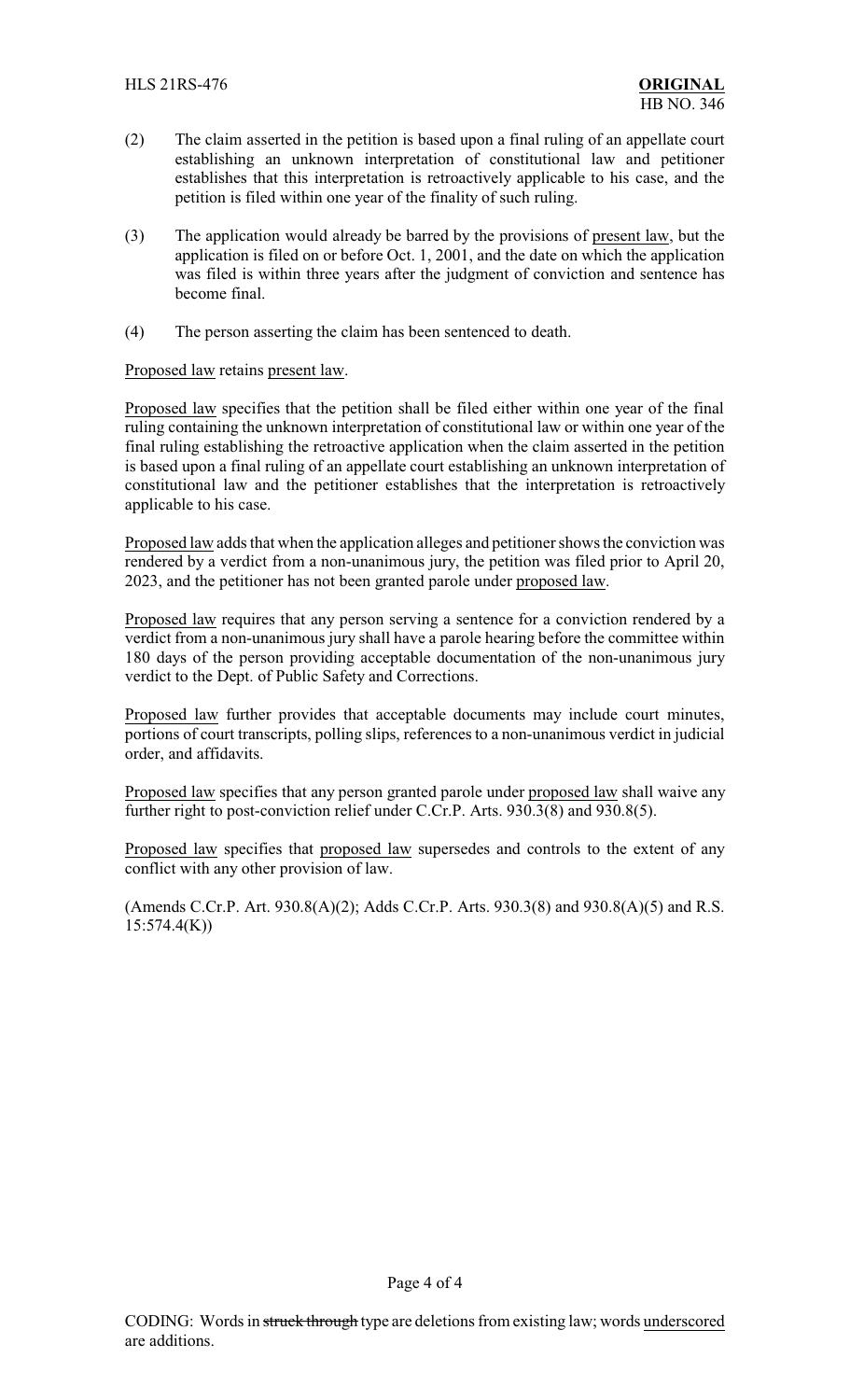(2) The claim asserted in the petition is based upon a final ruling of an appellate court establishing an unknown interpretation of constitutional law and petitioner establishes that this interpretation is retroactively applicable to his case, and the petition is filed within one year of the finality of such ruling.

(3) The application would already be barred by the provisions of present law, but the application is filed on or before Oct. 1, 2001, and the date on which the application was filed is within three years after the judgment of conviction and sentence has become final.

(4) The person asserting the claim has been sentenced to death.

Proposed law retains present law.

Proposed law specifies that the petition shall be filed either within one year of the final ruling containing the unknown interpretation of constitutional law or within one year of the final ruling establishing the retroactive application when the claim asserted in the petition is based upon a final ruling of an appellate court establishing an unknown interpretation of constitutional law and the petitioner establishes that the interpretation is retroactively applicable to his case.

Proposed law adds that when the application alleges and petitioner shows the conviction was rendered by a verdict from a non-unanimous jury, the petition was filed prior to April 20, 2023, and the petitioner has not been granted parole under proposed law.

Proposed law requires that any person serving a sentence for a conviction rendered by a verdict from a non-unanimous jury shall have a parole hearing before the committee within 180 days of the person providing acceptable documentation of the non-unanimous jury verdict to the Dept. of Public Safety and Corrections.

Proposed law further provides that acceptable documents may include court minutes, portions of court transcripts, polling slips, references to a non-unanimous verdict in judicial order, and affidavits.

Proposed law specifies that any person granted parole under proposed law shall waive any further right to post-conviction relief under C.Cr.P. Arts. 930.3(8) and 930.8(5).

Proposed law specifies that proposed law supersedes and controls to the extent of any conflict with any other provision of law.

(Amends C.Cr.P. Art. 930.8(A)(2); Adds C.Cr.P. Arts. 930.3(8) and 930.8(A)(5) and R.S. 15:574.4(K))